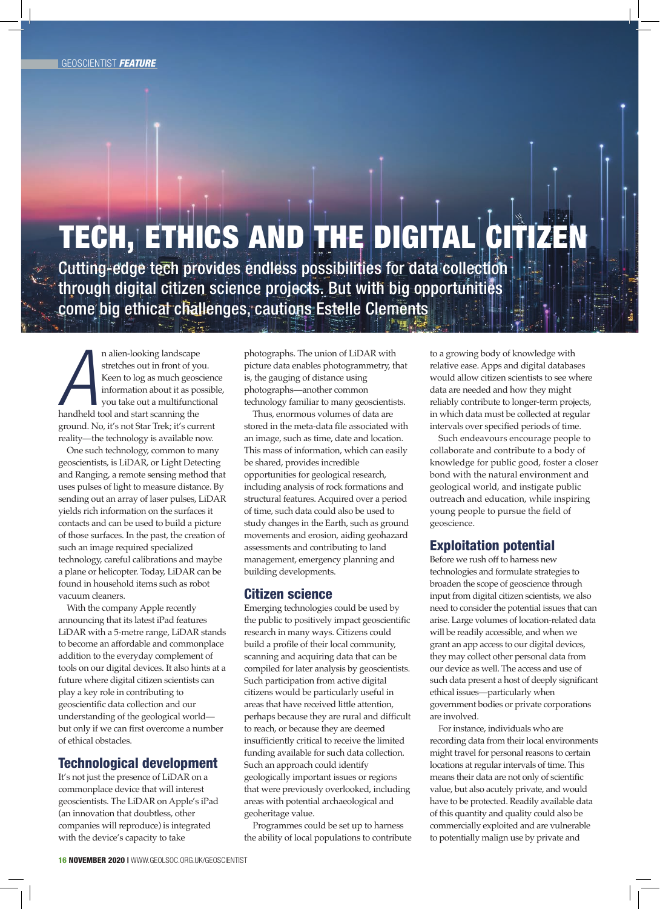GEOSCIENTIST ***FEATURE***

# TECH, ETHICS AND THE DIGITAL CITIZEN

## Cutting-edge tech provides endless possibilities for data collection through digital citizen science projects. But with big opportunities come big ethical challenges, cautions Estelle Clements

An alien-looking landscape stretches out in front of you. Keen to log as much geoscience information about it as possible, you take out a multifunctional handheld tool and start scanning the ground. No, it's not Star Trek; it's current reality—the technology is available now.

One such technology, common to many geoscientists, is LiDAR, or Light Detecting and Ranging, a remote sensing method that uses pulses of light to measure distance. By sending out an array of laser pulses, LiDAR yields rich information on the surfaces it contacts and can be used to build a picture of those surfaces. In the past, the creation of such an image required specialized technology, careful calibrations and maybe a plane or helicopter. Today, LiDAR can be found in household items such as robot vacuum cleaners.

With the company Apple recently announcing that its latest iPad features LiDAR with a 5-metre range, LiDAR stands to become an affordable and commonplace addition to the everyday complement of tools on our digital devices. It also hints at a future where digital citizen scientists can play a key role in contributing to geoscientific data collection and our understanding of the geological world—but only if we can first overcome a number of ethical obstacles.

## Technological development

It's not just the presence of LiDAR on a commonplace device that will interest geoscientists. The LiDAR on Apple's iPad (an innovation that doubtless, other companies will reproduce) is integrated with the device's capacity to take photographs. The union of LiDAR with picture data enables photogrammetry, that is, the gauging of distance using photographs—another common technology familiar to many geoscientists.

Thus, enormous volumes of data are stored in the meta-data file associated with an image, such as time, date and location. This mass of information, which can easily be shared, provides incredible opportunities for geological research, including analysis of rock formations and structural features. Acquired over a period of time, such data could also be used to study changes in the Earth, such as ground movements and erosion, aiding geohazard assessments and contributing to land management, emergency planning and building developments.

## Citizen science

Emerging technologies could be used by the public to positively impact geoscientific research in many ways. Citizens could build a profile of their local community, scanning and acquiring data that can be compiled for later analysis by geoscientists. Such participation from active digital citizens would be particularly useful in areas that have received little attention, perhaps because they are rural and difficult to reach, or because they are deemed insufficiently critical to receive the limited funding available for such data collection. Such an approach could identify geologically important issues or regions that were previously overlooked, including areas with potential archaeological and geoheritage value.

Programmes could be set up to harness the ability of local populations to contribute to a growing body of knowledge with relative ease. Apps and digital databases would allow citizen scientists to see where data are needed and how they might reliably contribute to longer-term projects, in which data must be collected at regular intervals over specified periods of time.

Such endeavours encourage people to collaborate and contribute to a body of knowledge for public good, foster a closer bond with the natural environment and geological world, and instigate public outreach and education, while inspiring young people to pursue the field of geoscience.

## Exploitation potential

Before we rush off to harness new technologies and formulate strategies to broaden the scope of geoscience through input from digital citizen scientists, we also need to consider the potential issues that can arise. Large volumes of location-related data will be readily accessible, and when we grant an app access to our digital devices, they may collect other personal data from our device as well. The access and use of such data present a host of deeply significant ethical issues—particularly when government bodies or private corporations are involved.

For instance, individuals who are recording data from their local environments might travel for personal reasons to certain locations at regular intervals of time. This means their data are not only of scientific value, but also acutely private, and would have to be protected. Readily available data of this quantity and quality could also be commercially exploited and are vulnerable to potentially malign use by private and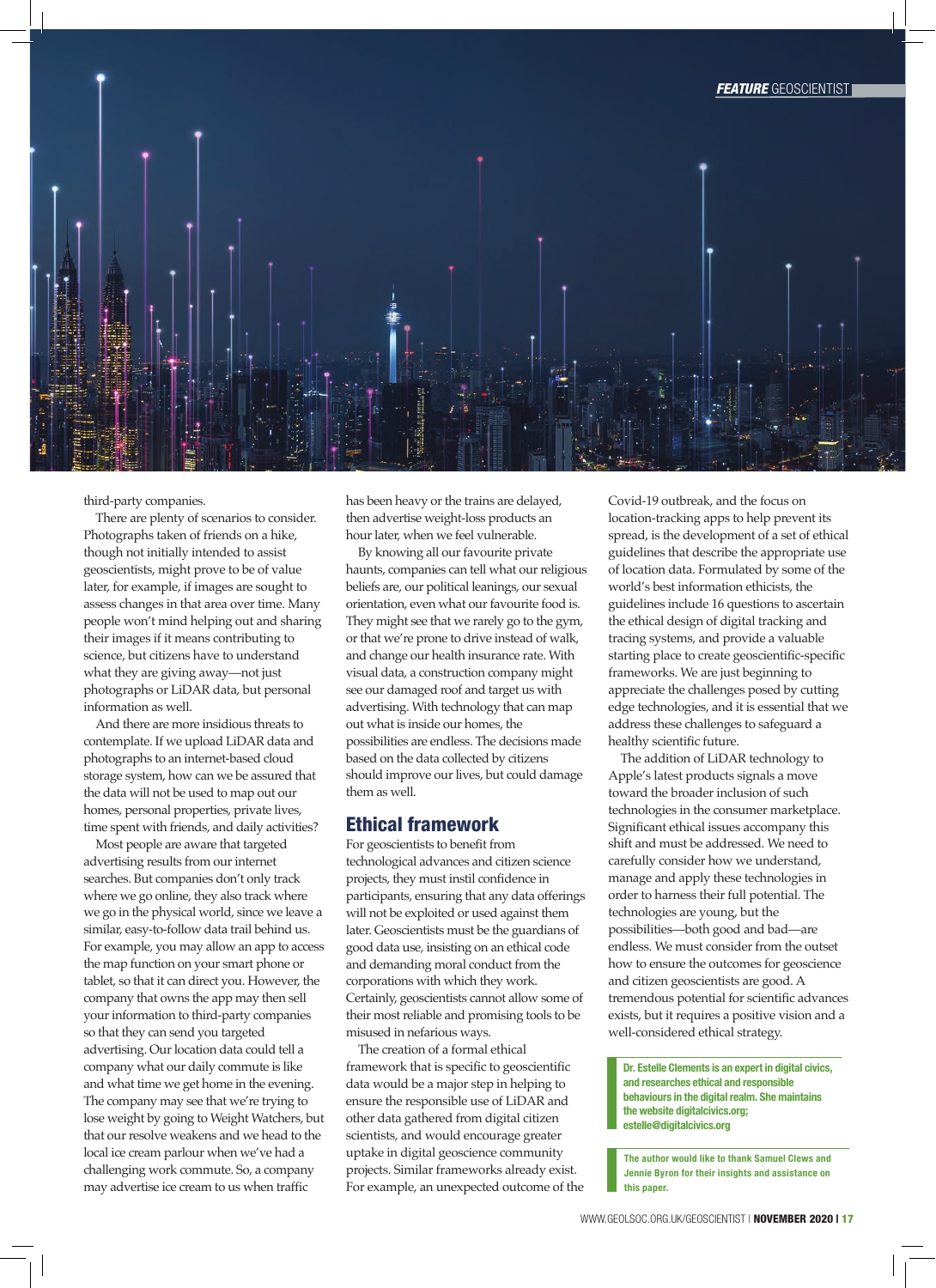third-party companies.

There are plenty of scenarios to consider. Photographs taken of friends on a hike, though not initially intended to assist geoscientists, might prove to be of value later, for example, if images are sought to assess changes in that area over time. Many people won't mind helping out and sharing their images if it means contributing to science, but citizens have to understand what they are giving away—not just photographs or LiDAR data, but personal information as well.

And there are more insidious threats to contemplate. If we upload LiDAR data and photographs to an internet-based cloud storage system, how can we be assured that the data will not be used to map out our homes, personal properties, private lives, time spent with friends, and daily activities?

Most people are aware that targeted advertising results from our internet searches. But companies don't only track where we go online, they also track where we go in the physical world, since we leave a similar, easy-to-follow data trail behind us. For example, you may allow an app to access the map function on your smart phone or tablet, so that it can direct you. However, the company that owns the app may then sell your information to third-party companies so that they can send you targeted advertising. Our location data could tell a company what our daily commute is like and what time we get home in the evening. The company may see that we're trying to lose weight by going to Weight Watchers, but that our resolve weakens and we head to the local ice cream parlour when we've had a challenging work commute. So, a company may advertise ice cream to us when traffic has been heavy or the trains are delayed, then advertise weight-loss products an hour later, when we feel vulnerable.

By knowing all our favourite private haunts, companies can tell what our religious beliefs are, our political leanings, our sexual orientation, even what our favourite food is. They might see that we rarely go to the gym, or that we're prone to drive instead of walk, and change our health insurance rate. With visual data, a construction company might see our damaged roof and target us with advertising. With technology that can map out what is inside our homes, the possibilities are endless. The decisions made based on the data collected by citizens should improve our lives, but could damage them as well.

## Ethical framework

For geoscientists to benefit from technological advances and citizen science projects, they must instil confidence in participants, ensuring that any data offerings will not be exploited or used against them later. Geoscientists must be the guardians of good data use, insisting on an ethical code and demanding moral conduct from the corporations with which they work. Certainly, geoscientists cannot allow some of their most reliable and promising tools to be misused in nefarious ways.

The creation of a formal ethical framework that is specific to geoscientific data would be a major step in helping to ensure the responsible use of LiDAR and other data gathered from digital citizen scientists, and would encourage greater uptake in digital geoscience community projects. Similar frameworks already exist. For example, an unexpected outcome of the Covid-19 outbreak, and the focus on location-tracking apps to help prevent its spread, is the development of a set of ethical guidelines that describe the appropriate use of location data. Formulated by some of the world's best information ethicists, the guidelines include 16 questions to ascertain the ethical design of digital tracking and tracing systems, and provide a valuable starting place to create geoscientific-specific frameworks. We are just beginning to appreciate the challenges posed by cutting edge technologies, and it is essential that we address these challenges to safeguard a healthy scientific future.

The addition of LiDAR technology to Apple's latest products signals a move toward the broader inclusion of such technologies in the consumer marketplace. Significant ethical issues accompany this shift and must be addressed. We need to carefully consider how we understand, manage and apply these technologies in order to harness their full potential. The technologies are young, but the possibilities—both good and bad—are endless. We must consider from the outset how to ensure the outcomes for geoscience and citizen geoscientists are good. A tremendous potential for scientific advances exists, but it requires a positive vision and a well-considered ethical strategy.

**Dr. Estelle Clements is an expert in digital civics, and researches ethical and responsible behaviours in the digital realm. She maintains the website digitalcivics.org; estelle@digitalcivics.org**

**The author would like to thank Samuel Clews and Jennie Byron for their insights and assistance on this paper.**